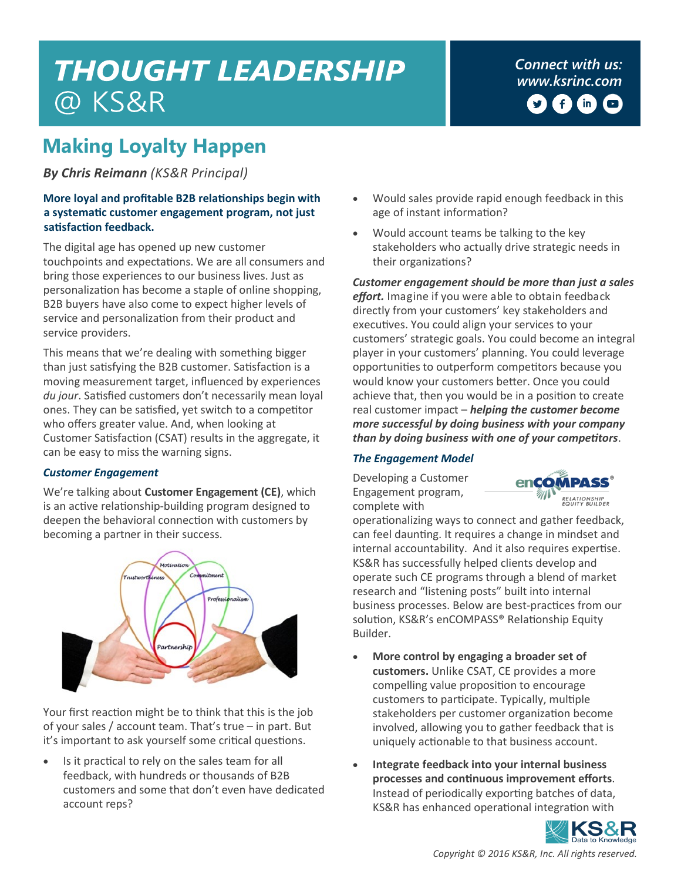# THOUGHT LEADERSHIP @ KS&R

Connect with us: www.ksrinc.com

## Making Loyalty Happen

***By Chris Reimann*** *(KS&R Principal)*

**More loyal and profitable B2B relationships begin with a systematic customer engagement program, not just satisfaction feedback.**

The digital age has opened up new customer touchpoints and expectations. We are all consumers and bring those experiences to our business lives. Just as personalization has become a staple of online shopping, B2B buyers have also come to expect higher levels of service and personalization from their product and service providers.

This means that we're dealing with something bigger than just satisfying the B2B customer. Satisfaction is a moving measurement target, influenced by experiences *du jour*. Satisfied customers don't necessarily mean loyal ones. They can be satisfied, yet switch to a competitor who offers greater value. And, when looking at Customer Satisfaction (CSAT) results in the aggregate, it can be easy to miss the warning signs.

### *Customer Engagement*

We're talking about **Customer Engagement (CE)**, which is an active relationship-building program designed to deepen the behavioral connection with customers by becoming a partner in their success.

Your first reaction might be to think that this is the job of your sales / account team. That's true – in part. But it's important to ask yourself some critical questions.

- Is it practical to rely on the sales team for all feedback, with hundreds or thousands of B2B customers and some that don't even have dedicated account reps?
- Would sales provide rapid enough feedback in this age of instant information?
- Would account teams be talking to the key stakeholders who actually drive strategic needs in their organizations?

***Customer engagement should be more than just a sales effort.*** Imagine if you were able to obtain feedback directly from your customers' key stakeholders and executives. You could align your services to your customers' strategic goals. You could become an integral player in your customers' planning. You could leverage opportunities to outperform competitors because you would know your customers better. Once you could achieve that, then you would be in a position to create real customer impact – ***helping the customer become more successful by doing business with your company than by doing business with one of your competitors***.

### *The Engagement Model*

Developing a Customer Engagement program, complete with operationalizing ways to connect and gather feedback, can feel daunting. It requires a change in mindset and internal accountability. And it also requires expertise. KS&R has successfully helped clients develop and operate such CE programs through a blend of market research and "listening posts" built into internal business processes. Below are best-practices from our solution, KS&R's enCOMPASS® Relationship Equity Builder.

- **More control by engaging a broader set of customers.** Unlike CSAT, CE provides a more compelling value proposition to encourage customers to participate. Typically, multiple stakeholders per customer organization become involved, allowing you to gather feedback that is uniquely actionable to that business account.
- **Integrate feedback into your internal business processes and continuous improvement efforts**. Instead of periodically exporting batches of data, KS&R has enhanced operational integration with

*Copyright © 2016 KS&R, Inc. All rights reserved.*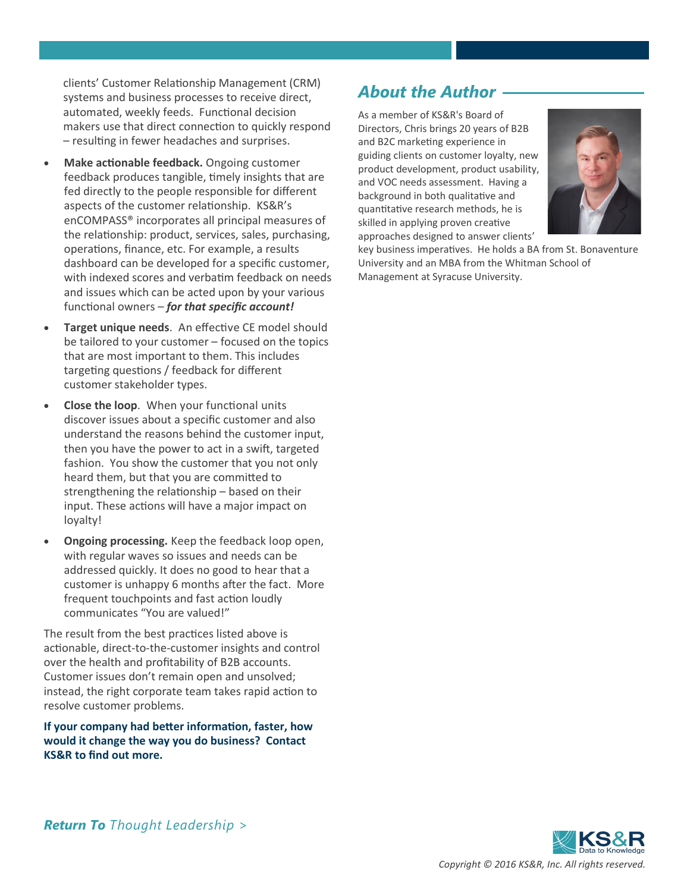clients' Customer Relationship Management (CRM) systems and business processes to receive direct, automated, weekly feeds. Functional decision makers use that direct connection to quickly respond – resulting in fewer headaches and surprises.

- **Make actionable feedback.** Ongoing customer feedback produces tangible, timely insights that are fed directly to the people responsible for different aspects of the customer relationship. KS&R's enCOMPASS® incorporates all principal measures of the relationship: product, services, sales, purchasing, operations, finance, etc. For example, a results dashboard can be developed for a specific customer, with indexed scores and verbatim feedback on needs and issues which can be acted upon by your various functional owners – ***for that specific account!***
- **Target unique needs**. An effective CE model should be tailored to your customer – focused on the topics that are most important to them. This includes targeting questions / feedback for different customer stakeholder types.
- **Close the loop**. When your functional units discover issues about a specific customer and also understand the reasons behind the customer input, then you have the power to act in a swift, targeted fashion. You show the customer that you not only heard them, but that you are committed to strengthening the relationship – based on their input. These actions will have a major impact on loyalty!
- **Ongoing processing.** Keep the feedback loop open, with regular waves so issues and needs can be addressed quickly. It does no good to hear that a customer is unhappy 6 months after the fact. More frequent touchpoints and fast action loudly communicates "You are valued!"

The result from the best practices listed above is actionable, direct-to-the-customer insights and control over the health and profitability of B2B accounts. Customer issues don't remain open and unsolved; instead, the right corporate team takes rapid action to resolve customer problems.

**If your company had better information, faster, how would it change the way you do business? Contact KS&R to find out more.**

## *About the Author*

As a member of KS&R's Board of Directors, Chris brings 20 years of B2B and B2C marketing experience in guiding clients on customer loyalty, new product development, product usability, and VOC needs assessment. Having a background in both qualitative and quantitative research methods, he is skilled in applying proven creative approaches designed to answer clients' key business imperatives. He holds a BA from St. Bonaventure University and an MBA from the Whitman School of Management at Syracuse University.

***Return To** Thought Leadership >*

KS&R Data to Knowledge

*Copyright © 2016 KS&R, Inc. All rights reserved.*